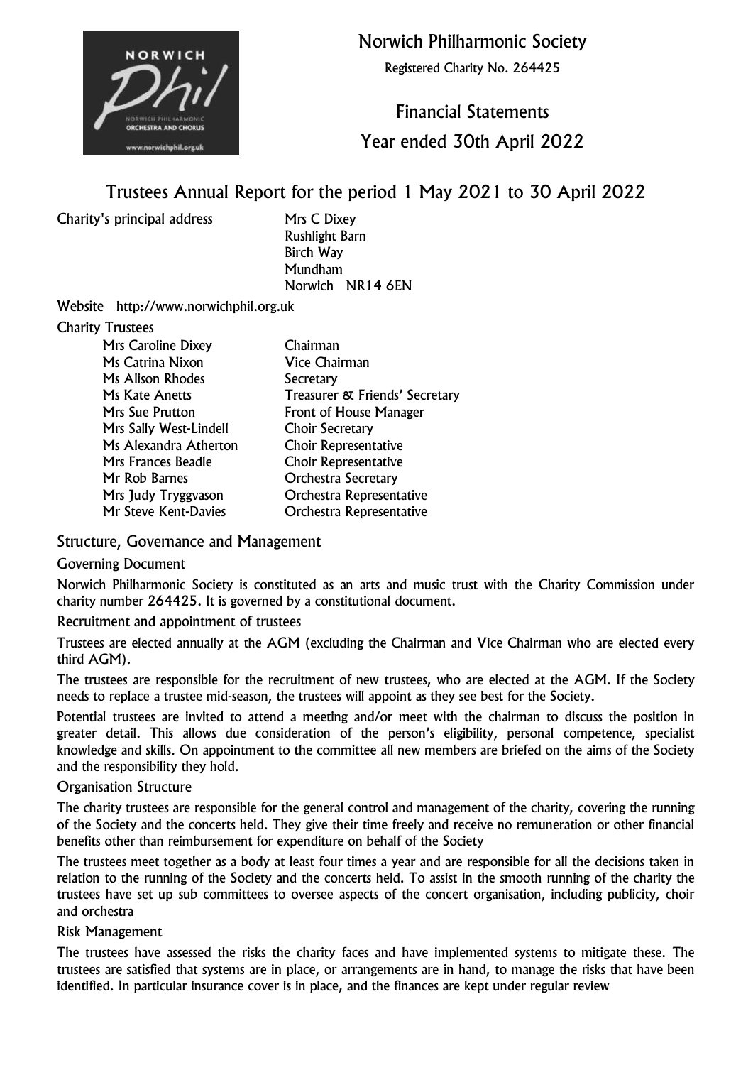# Norwich Philharmonic Society

Registered Charity No. 264425

## Financial Statements
## Year ended 30th April 2022

## Trustees Annual Report for the period 1 May 2021 to 30 April 2022

Charity's principal address

Mrs C Dixey
Rushlight Barn
Birch Way
Mundham
Norwich NR14 6EN

Website http://www.norwichphil.org.uk

Charity Trustees

| | |
|---|---|
| Mrs Caroline Dixey | Chairman |
| Ms Catrina Nixon | Vice Chairman |
| Ms Alison Rhodes | Secretary |
| Ms Kate Anetts | Treasurer & Friends' Secretary |
| Mrs Sue Prutton | Front of House Manager |
| Mrs Sally West-Lindell | Choir Secretary |
| Ms Alexandra Atherton | Choir Representative |
| Mrs Frances Beadle | Choir Representative |
| Mr Rob Barnes | Orchestra Secretary |
| Mrs Judy Tryggvason | Orchestra Representative |
| Mr Steve Kent-Davies | Orchestra Representative |

### Structure, Governance and Management

#### Governing Document

Norwich Philharmonic Society is constituted as an arts and music trust with the Charity Commission under charity number 264425. It is governed by a constitutional document.

#### Recruitment and appointment of trustees

Trustees are elected annually at the AGM (excluding the Chairman and Vice Chairman who are elected every third AGM).

The trustees are responsible for the recruitment of new trustees, who are elected at the AGM. If the Society needs to replace a trustee mid-season, the trustees will appoint as they see best for the Society.

Potential trustees are invited to attend a meeting and/or meet with the chairman to discuss the position in greater detail. This allows due consideration of the person's eligibility, personal competence, specialist knowledge and skills. On appointment to the committee all new members are briefed on the aims of the Society and the responsibility they hold.

#### Organisation Structure

The charity trustees are responsible for the general control and management of the charity, covering the running of the Society and the concerts held. They give their time freely and receive no remuneration or other financial benefits other than reimbursement for expenditure on behalf of the Society

The trustees meet together as a body at least four times a year and are responsible for all the decisions taken in relation to the running of the Society and the concerts held. To assist in the smooth running of the charity the trustees have set up sub committees to oversee aspects of the concert organisation, including publicity, choir and orchestra

#### Risk Management

The trustees have assessed the risks the charity faces and have implemented systems to mitigate these. The trustees are satisfied that systems are in place, or arrangements are in hand, to manage the risks that have been identified. In particular insurance cover is in place, and the finances are kept under regular review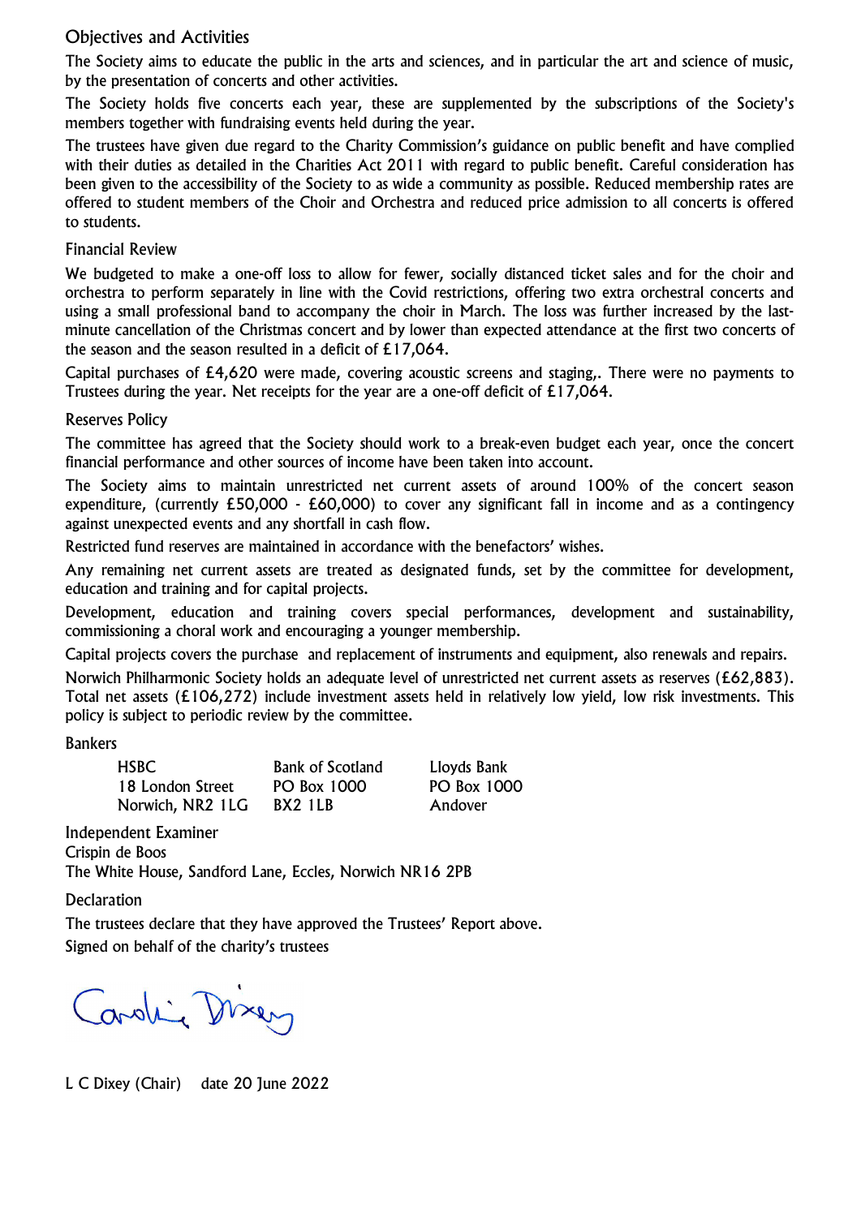## Objectives and Activities

The Society aims to educate the public in the arts and sciences, and in particular the art and science of music, by the presentation of concerts and other activities.

The Society holds five concerts each year, these are supplemented by the subscriptions of the Society's members together with fundraising events held during the year.

The trustees have given due regard to the Charity Commission's guidance on public benefit and have complied with their duties as detailed in the Charities Act 2011 with regard to public benefit. Careful consideration has been given to the accessibility of the Society to as wide a community as possible. Reduced membership rates are offered to student members of the Choir and Orchestra and reduced price admission to all concerts is offered to students.

## Financial Review

We budgeted to make a one-off loss to allow for fewer, socially distanced ticket sales and for the choir and orchestra to perform separately in line with the Covid restrictions, offering two extra orchestral concerts and using a small professional band to accompany the choir in March. The loss was further increased by the last-minute cancellation of the Christmas concert and by lower than expected attendance at the first two concerts of the season and the season resulted in a deficit of £17,064.

Capital purchases of £4,620 were made, covering acoustic screens and staging,. There were no payments to Trustees during the year. Net receipts for the year are a one-off deficit of £17,064.

## Reserves Policy

The committee has agreed that the Society should work to a break-even budget each year, once the concert financial performance and other sources of income have been taken into account.

The Society aims to maintain unrestricted net current assets of around 100% of the concert season expenditure, (currently £50,000 - £60,000) to cover any significant fall in income and as a contingency against unexpected events and any shortfall in cash flow.

Restricted fund reserves are maintained in accordance with the benefactors' wishes.

Any remaining net current assets are treated as designated funds, set by the committee for development, education and training and for capital projects.

Development, education and training covers special performances, development and sustainability, commissioning a choral work and encouraging a younger membership.

Capital projects covers the purchase and replacement of instruments and equipment, also renewals and repairs.

Norwich Philharmonic Society holds an adequate level of unrestricted net current assets as reserves (£62,883). Total net assets (£106,272) include investment assets held in relatively low yield, low risk investments. This policy is subject to periodic review by the committee.

## Bankers

| HSBC | Bank of Scotland | Lloyds Bank |
|---|---|---|
| 18 London Street | PO Box 1000 | PO Box 1000 |
| Norwich, NR2 1LG | BX2 1LB | Andover |

## Independent Examiner

Crispin de Boos
The White House, Sandford Lane, Eccles, Norwich NR16 2PB

## Declaration

The trustees declare that they have approved the Trustees' Report above.

Signed on behalf of the charity's trustees

Caroline Dixey

L C Dixey (Chair) date 20 June 2022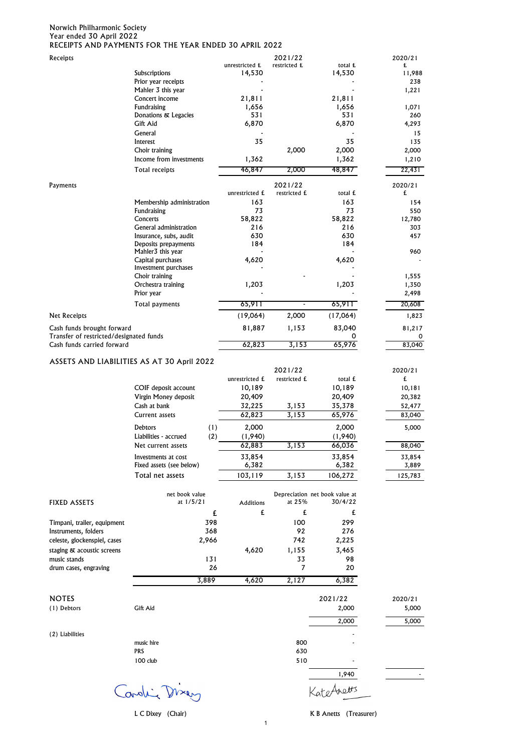Norwich Philharmonic Society
Year ended 30 April 2022
RECEIPTS AND PAYMENTS FOR THE YEAR ENDED 30 APRIL 2022

| Receipts | | 2021/22 unrestricted £ | 2021/22 restricted £ | 2021/22 total £ | 2020/21 £ |
|---|---|---|---|---|---|
| | Subscriptions | 14,530 | | 14,530 | 11,988 |
| | Prior year receipts | - | | - | 238 |
| | Mahler 3 this year | - | | - | 1,221 |
| | Concert income | 21,811 | | 21,811 | |
| | Fundraising | 1,656 | | 1,656 | 1,071 |
| | Donations & Legacies | 531 | | 531 | 260 |
| | Gift Aid | 6,870 | | 6,870 | 4,293 |
| | General | - | | - | 15 |
| | Interest | 35 | | 35 | 135 |
| | Choir training | | 2,000 | 2,000 | 2,000 |
| | Income from investments | 1,362 | | 1,362 | 1,210 |
| | Total receipts | 46,847 | 2,000 | 48,847 | 22,431 |

| Payments | | 2021/22 unrestricted £ | 2021/22 restricted £ | 2021/22 total £ | 2020/21 £ |
|---|---|---|---|---|---|
| | Membership administration | 163 | | 163 | 154 |
| | Fundraising | 73 | | 73 | 550 |
| | Concerts | 58,822 | | 58,822 | 12,780 |
| | General administration | 216 | | 216 | 303 |
| | Insurance, subs, audit | 630 | | 630 | 457 |
| | Deposits prepayments | 184 | | 184 | |
| | Mahler3 this year | - | | - | 960 |
| | Capital purchases | 4,620 | | 4,620 | - |
| | Investment purchases | - | | - | |
| | Choir training | | - | - | 1,555 |
| | Orchestra training | 1,203 | | 1,203 | 1,350 |
| | Prior year | - | | - | 2,498 |
| | Total payments | 65,911 | - | 65,911 | 20,608 |
| Net Receipts | | (19,064) | 2,000 | (17,064) | 1,823 |
| Cash funds brought forward | | 81,887 | 1,153 | 83,040 | 81,217 |
| Transfer of restricted/designated funds | | | | 0 | 0 |
| Cash funds carried forward | | 62,823 | 3,153 | 65,976 | 83,040 |

ASSETS AND LIABILITIES AS AT 30 April 2022

| | | 2021/22 unrestricted £ | 2021/22 restricted £ | 2021/22 total £ | 2020/21 £ |
|---|---|---|---|---|---|
| COIF deposit account | | 10,189 | | 10,189 | 10,181 |
| Virgin Money deposit | | 20,409 | | 20,409 | 20,382 |
| Cash at bank | | 32,225 | 3,153 | 35,378 | 52,477 |
| Current assets | | 62,823 | 3,153 | 65,976 | 83,040 |
| Debtors | (1) | 2,000 | | 2,000 | 5,000 |
| Liabilities - accrued | (2) | (1,940) | | (1,940) | |
| Net current assets | | 62,883 | 3,153 | 66,036 | 88,040 |
| Investments at cost | | 33,854 | | 33,854 | 33,854 |
| Fixed assets (see below) | | 6,382 | | 6,382 | 3,889 |
| Total net assets | | 103,119 | 3,153 | 106,272 | 125,783 |

| FIXED ASSETS | net book value at 1/5/21 £ | Additions £ | Depreciation at 25% £ | net book value at 30/4/22 £ |
|---|---|---|---|---|
| Timpani, trailer, equipment | 398 | | 100 | 299 |
| Instruments, folders | 368 | | 92 | 276 |
| celeste, glockenspiel, cases | 2,966 | | 742 | 2,225 |
| staging & acoustic screens | | 4,620 | 1,155 | 3,465 |
| music stands | 131 | | 33 | 98 |
| drum cases, engraving | 26 | | 7 | 20 |
| | 3,889 | 4,620 | 2,127 | 6,382 |

NOTES

| | | | 2021/22 | 2020/21 |
|---|---|---|---|---|
| (1) Debtors | Gift Aid | | 2,000 | 5,000 |
| | | | 2,000 | 5,000 |
| (2) Liabilities | | | - | |
| | music hire | 800 | - | |
| | PRS | 630 | | |
| | 100 club | 510 | - | |
| | | | 1,940 | - |

L C Dixey (Chair)

K B Anetts (Treasurer)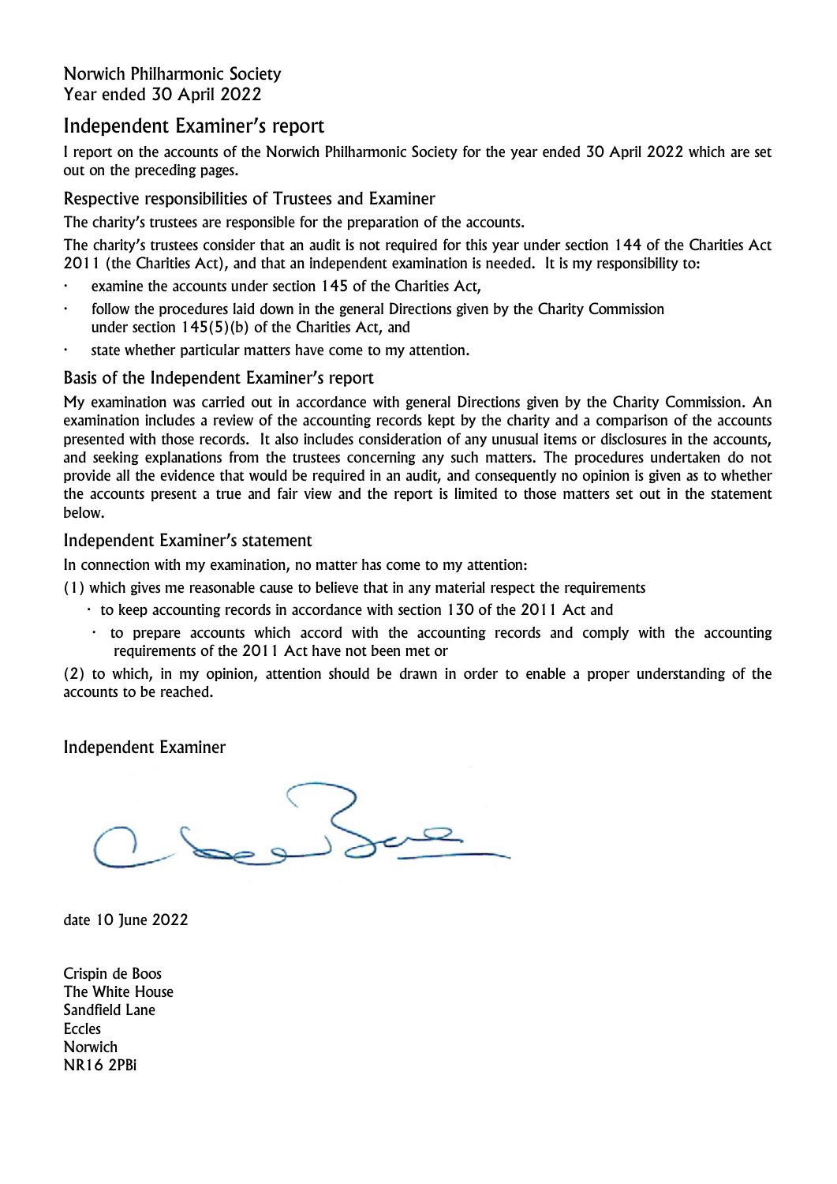Norwich Philharmonic Society
Year ended 30 April 2022

# Independent Examiner's report

I report on the accounts of the Norwich Philharmonic Society for the year ended 30 April 2022 which are set out on the preceding pages.

## Respective responsibilities of Trustees and Examiner

The charity's trustees are responsible for the preparation of the accounts.

The charity's trustees consider that an audit is not required for this year under section 144 of the Charities Act 2011 (the Charities Act), and that an independent examination is needed. It is my responsibility to:

- examine the accounts under section 145 of the Charities Act,
- follow the procedures laid down in the general Directions given by the Charity Commission under section 145(5)(b) of the Charities Act, and
- state whether particular matters have come to my attention.

## Basis of the Independent Examiner's report

My examination was carried out in accordance with general Directions given by the Charity Commission. An examination includes a review of the accounting records kept by the charity and a comparison of the accounts presented with those records. It also includes consideration of any unusual items or disclosures in the accounts, and seeking explanations from the trustees concerning any such matters. The procedures undertaken do not provide all the evidence that would be required in an audit, and consequently no opinion is given as to whether the accounts present a true and fair view and the report is limited to those matters set out in the statement below.

## Independent Examiner's statement

In connection with my examination, no matter has come to my attention:

(1) which gives me reasonable cause to believe that in any material respect the requirements

- to keep accounting records in accordance with section 130 of the 2011 Act and
- to prepare accounts which accord with the accounting records and comply with the accounting requirements of the 2011 Act have not been met or

(2) to which, in my opinion, attention should be drawn in order to enable a proper understanding of the accounts to be reached.

Independent Examiner

date 10 June 2022

Crispin de Boos
The White House
Sandfield Lane
Eccles
Norwich
NR16 2PBi